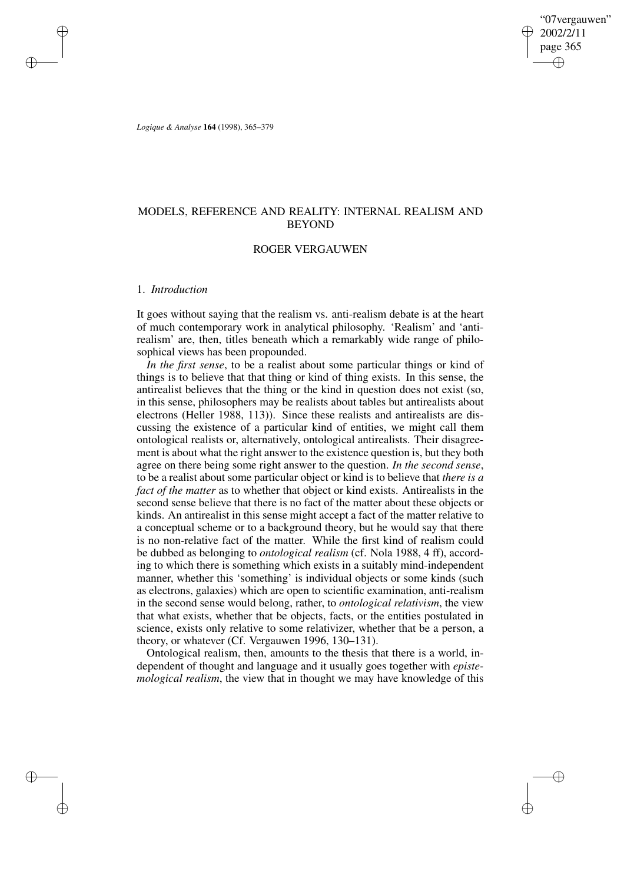# MODELS, REFERENCE AND REALITY: INTERNAL REALISM AND BEYOND

## ROGER VERGAUWEN

### 1. *Introduction*

It goes without saying that the realism vs. anti-realism debate is at the heart of much contemporary work in analytical philosophy. 'Realism' and 'antirealism' are, then, titles beneath which a remarkably wide range of philosophical views has been propounded.

*In the first sense*, to be a realist about some particular things or kind of things is to believe that that thing or kind of thing exists. In this sense, the antirealist believes that the thing or the kind in question does not exist (so, in this sense, philosophers may be realists about tables but antirealists about electrons (Heller 1988, 113)). Since these realists and antirealists are discussing the existence of a particular kind of entities, we might call them ontological realists or, alternatively, ontological antirealists. Their disagreement is about what the right answer to the existence question is, but they both agree on there being some right answer to the question. *In the second sense*, to be a realist about some particular object or kind is to believe that *there is a fact of the matter* as to whether that object or kind exists. Antirealists in the second sense believe that there is no fact of the matter about these objects or kinds. An antirealist in this sense might accept a fact of the matter relative to a conceptual scheme or to a background theory, but he would say that there is no non-relative fact of the matter. While the first kind of realism could be dubbed as belonging to *ontological realism* (cf. Nola 1988, 4 ff), according to which there is something which exists in a suitably mind-independent manner, whether this 'something' is individual objects or some kinds (such as electrons, galaxies) which are open to scientific examination, anti-realism in the second sense would belong, rather, to *ontological relativism*, the view that what exists, whether that be objects, facts, or the entities postulated in science, exists only relative to some relativizer, whether that be a person, a theory, or whatever (Cf. Vergauwen 1996, 130–131).

Ontological realism, then, amounts to the thesis that there is a world, independent of thought and language and it usually goes together with *epistemological realism*, the view that in thought we may have knowledge of this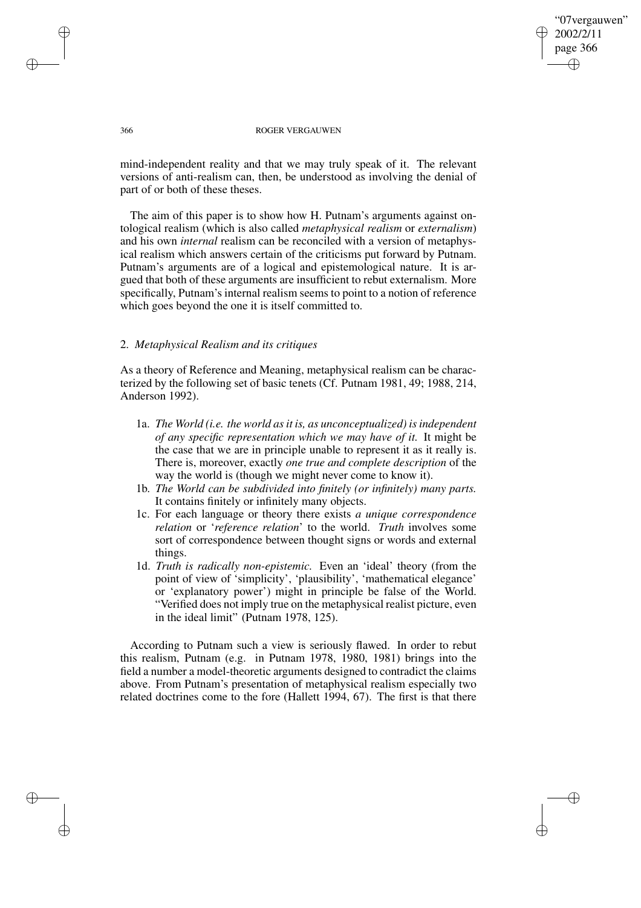mind-independent reality and that we may truly speak of it. The relevant versions of anti-realism can, then, be understood as involving the denial of part of or both of these theses.

The aim of this paper is to show how H. Putnam's arguments against ontological realism (which is also called *metaphysical realism* or *externalism*) and his own *internal* realism can be reconciled with a version of metaphysical realism which answers certain of the criticisms put forward by Putnam. Putnam's arguments are of a logical and epistemological nature. It is argued that both of these arguments are insufficient to rebut externalism. More specifically, Putnam's internal realism seems to point to a notion of reference which goes beyond the one it is itself committed to.

## 2. *Metaphysical Realism and its critiques*

As a theory of Reference and Meaning, metaphysical realism can be characterized by the following set of basic tenets (Cf. Putnam 1981, 49; 1988, 214, Anderson 1992).

- 1a. *The World (i.e. the world as it is, as unconceptualized) is independent of any specific representation which we may have of it.* It might be the case that we are in principle unable to represent it as it really is. There is, moreover, exactly *one true and complete description* of the way the world is (though we might never come to know it).
- 1b. *The World can be subdivided into finitely (or infinitely) many parts.* It contains finitely or infinitely many objects.
- 1c. For each language or theory there exists *a unique correspondence relation* or '*reference relation*' to the world. *Truth* involves some sort of correspondence between thought signs or words and external things.
- 1d. *Truth is radically non-epistemic.* Even an 'ideal' theory (from the point of view of 'simplicity', 'plausibility', 'mathematical elegance' or 'explanatory power') might in principle be false of the World. "Verified does not imply true on the metaphysical realist picture, even in the ideal limit" (Putnam 1978, 125).

According to Putnam such a view is seriously flawed. In order to rebut this realism, Putnam (e.g. in Putnam 1978, 1980, 1981) brings into the field a number a model-theoretic arguments designed to contradict the claims above. From Putnam's presentation of metaphysical realism especially two related doctrines come to the fore (Hallett 1994, 67). The first is that there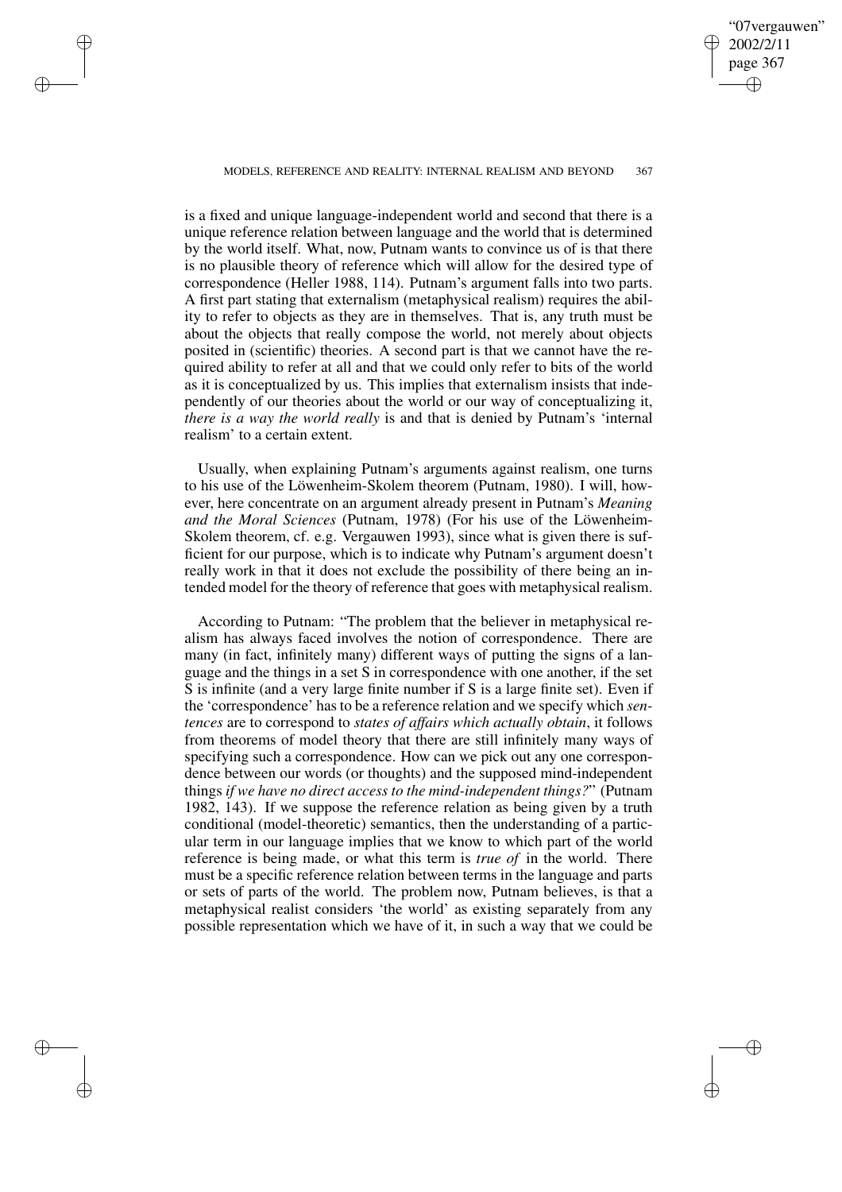is a fixed and unique language-independent world and second that there is a unique reference relation between language and the world that is determined by the world itself. What, now, Putnam wants to convince us of is that there is no plausible theory of reference which will allow for the desired type of correspondence (Heller 1988, 114). Putnam's argument falls into two parts. A first part stating that externalism (metaphysical realism) requires the ability to refer to objects as they are in themselves. That is, any truth must be about the objects that really compose the world, not merely about objects posited in (scientific) theories. A second part is that we cannot have the required ability to refer at all and that we could only refer to bits of the world as it is conceptualized by us. This implies that externalism insists that independently of our theories about the world or our way of conceptualizing it, *there is a way the world really* is and that is denied by Putnam's 'internal realism' to a certain extent.

Usually, when explaining Putnam's arguments against realism, one turns to his use of the Löwenheim-Skolem theorem (Putnam, 1980). I will, however, here concentrate on an argument already present in Putnam's *Meaning and the Moral Sciences* (Putnam, 1978) (For his use of the Löwenheim-Skolem theorem, cf. e.g. Vergauwen 1993), since what is given there is sufficient for our purpose, which is to indicate why Putnam's argument doesn't really work in that it does not exclude the possibility of there being an intended model for the theory of reference that goes with metaphysical realism.

According to Putnam: "The problem that the believer in metaphysical realism has always faced involves the notion of correspondence. There are many (in fact, infinitely many) different ways of putting the signs of a language and the things in a set S in correspondence with one another, if the set S is infinite (and a very large finite number if S is a large finite set). Even if the 'correspondence' has to be a reference relation and we specify which *sentences* are to correspond to *states of affairs which actually obtain*, it follows from theorems of model theory that there are still infinitely many ways of specifying such a correspondence. How can we pick out any one correspondence between our words (or thoughts) and the supposed mind-independent things *if we have no direct access to the mind-independent things?*" (Putnam 1982, 143). If we suppose the reference relation as being given by a truth conditional (model-theoretic) semantics, then the understanding of a particular term in our language implies that we know to which part of the world reference is being made, or what this term is *true of* in the world. There must be a specific reference relation between terms in the language and parts or sets of parts of the world. The problem now, Putnam believes, is that a metaphysical realist considers 'the world' as existing separately from any possible representation which we have of it, in such a way that we could be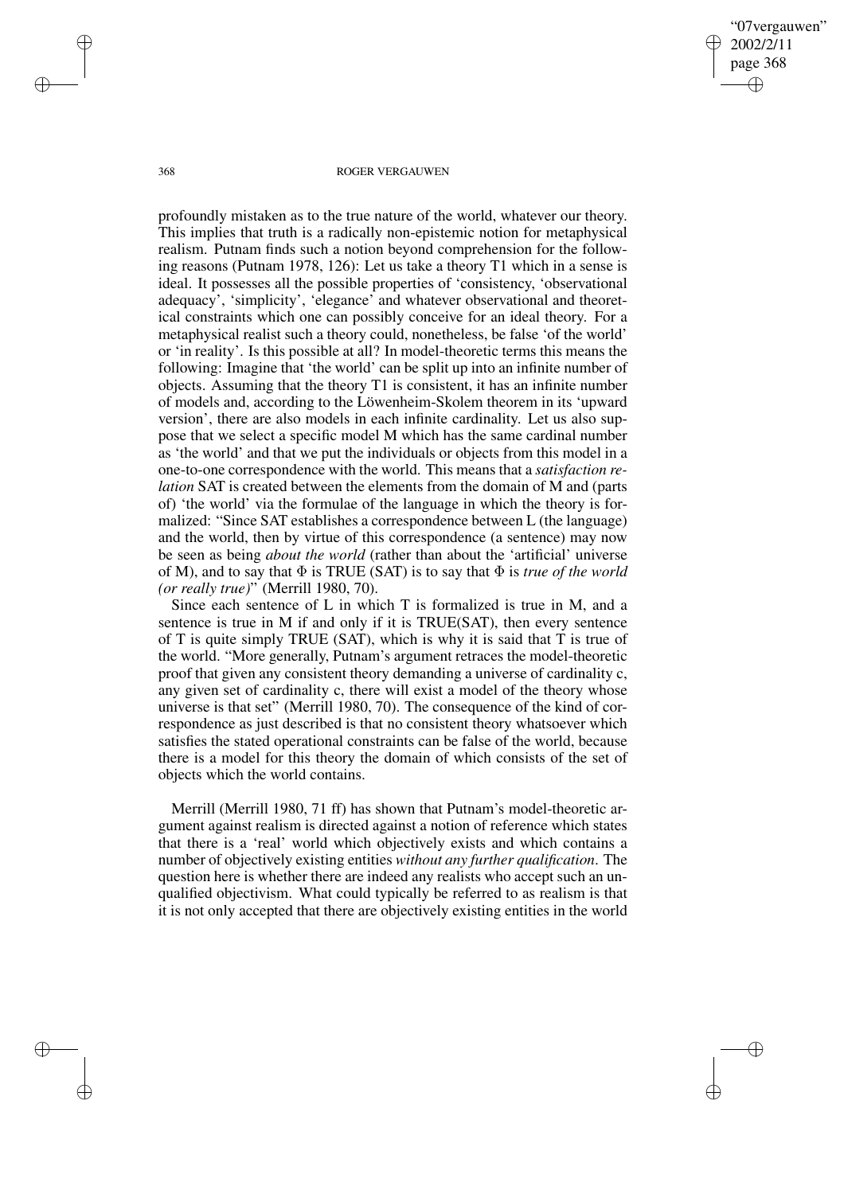profoundly mistaken as to the true nature of the world, whatever our theory. This implies that truth is a radically non-epistemic notion for metaphysical realism. Putnam finds such a notion beyond comprehension for the following reasons (Putnam 1978, 126): Let us take a theory T1 which in a sense is ideal. It possesses all the possible properties of 'consistency, 'observational adequacy', 'simplicity', 'elegance' and whatever observational and theoretical constraints which one can possibly conceive for an ideal theory. For a metaphysical realist such a theory could, nonetheless, be false 'of the world' or 'in reality'. Is this possible at all? In model-theoretic terms this means the following: Imagine that 'the world' can be split up into an infinite number of objects. Assuming that the theory T1 is consistent, it has an infinite number of models and, according to the Löwenheim-Skolem theorem in its 'upward version', there are also models in each infinite cardinality. Let us also suppose that we select a specific model M which has the same cardinal number as 'the world' and that we put the individuals or objects from this model in a one-to-one correspondence with the world. This means that a *satisfaction relation* SAT is created between the elements from the domain of M and (parts of) 'the world' via the formulae of the language in which the theory is formalized: "Since SAT establishes a correspondence between L (the language) and the world, then by virtue of this correspondence (a sentence) may now be seen as being *about the world* (rather than about the 'artificial' universe of M), and to say that $\Phi$ is TRUE (SAT) is to say that $\Phi$ is *true of the world (or really true)*" (Merrill 1980, 70).

Since each sentence of L in which T is formalized is true in M, and a sentence is true in M if and only if it is TRUE(SAT), then every sentence of T is quite simply TRUE (SAT), which is why it is said that T is true of the world. "More generally, Putnam's argument retraces the model-theoretic proof that given any consistent theory demanding a universe of cardinality c, any given set of cardinality c, there will exist a model of the theory whose universe is that set" (Merrill 1980, 70). The consequence of the kind of correspondence as just described is that no consistent theory whatsoever which satisfies the stated operational constraints can be false of the world, because there is a model for this theory the domain of which consists of the set of objects which the world contains.

Merrill (Merrill 1980, 71 ff) has shown that Putnam's model-theoretic argument against realism is directed against a notion of reference which states that there is a 'real' world which objectively exists and which contains a number of objectively existing entities *without any further qualification*. The question here is whether there are indeed any realists who accept such an unqualified objectivism. What could typically be referred to as realism is that it is not only accepted that there are objectively existing entities in the world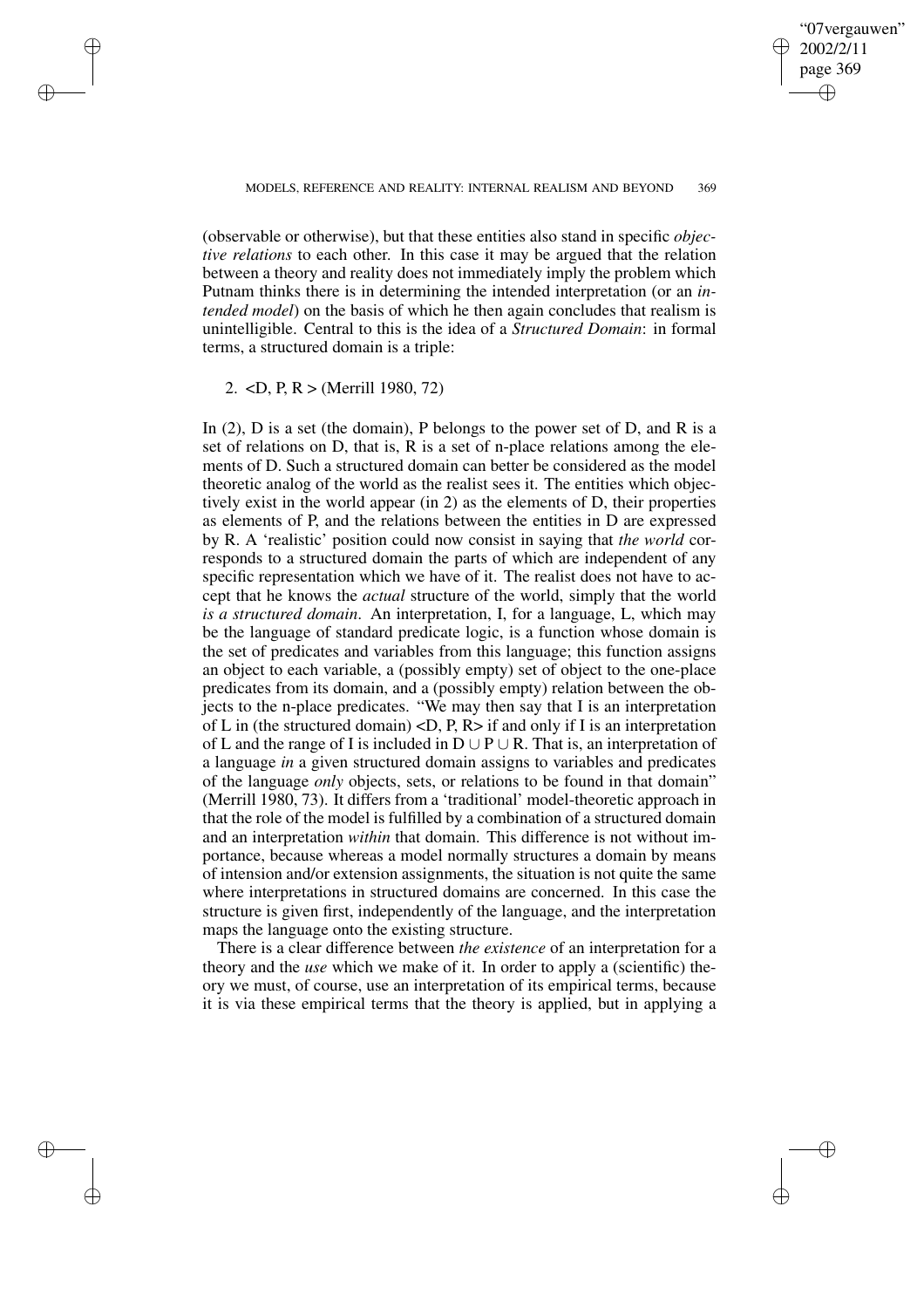(observable or otherwise), but that these entities also stand in specific *objective relations* to each other. In this case it may be argued that the relation between a theory and reality does not immediately imply the problem which Putnam thinks there is in determining the intended interpretation (or an *intended model*) on the basis of which he then again concludes that realism is unintelligible. Central to this is the idea of a *Structured Domain*: in formal terms, a structured domain is a triple:

2. <D, P, R > (Merrill 1980, 72)

In (2), D is a set (the domain), P belongs to the power set of D, and R is a set of relations on D, that is, R is a set of n-place relations among the elements of D. Such a structured domain can better be considered as the model theoretic analog of the world as the realist sees it. The entities which objectively exist in the world appear (in 2) as the elements of D, their properties as elements of P, and the relations between the entities in D are expressed by R. A 'realistic' position could now consist in saying that *the world* corresponds to a structured domain the parts of which are independent of any specific representation which we have of it. The realist does not have to accept that he knows the *actual* structure of the world, simply that the world *is a structured domain*. An interpretation, I, for a language, L, which may be the language of standard predicate logic, is a function whose domain is the set of predicates and variables from this language; this function assigns an object to each variable, a (possibly empty) set of object to the one-place predicates from its domain, and a (possibly empty) relation between the objects to the n-place predicates. "We may then say that I is an interpretation of L in (the structured domain) <D, P, R> if and only if I is an interpretation of L and the range of I is included in $D \cup P \cup R$. That is, an interpretation of a language *in* a given structured domain assigns to variables and predicates of the language *only* objects, sets, or relations to be found in that domain" (Merrill 1980, 73). It differs from a 'traditional' model-theoretic approach in that the role of the model is fulfilled by a combination of a structured domain and an interpretation *within* that domain. This difference is not without importance, because whereas a model normally structures a domain by means of intension and/or extension assignments, the situation is not quite the same where interpretations in structured domains are concerned. In this case the structure is given first, independently of the language, and the interpretation maps the language onto the existing structure.

There is a clear difference between *the existence* of an interpretation for a theory and the *use* which we make of it. In order to apply a (scientific) theory we must, of course, use an interpretation of its empirical terms, because it is via these empirical terms that the theory is applied, but in applying a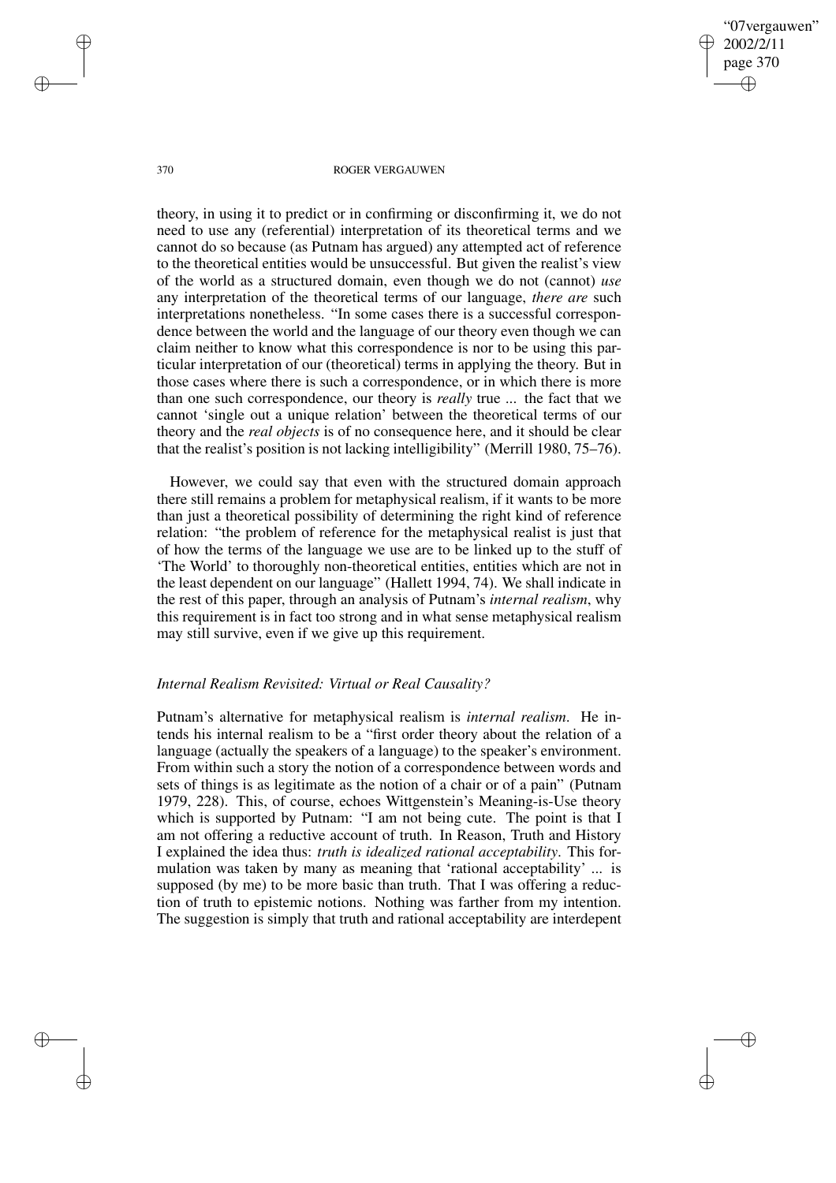theory, in using it to predict or in confirming or disconfirming it, we do not need to use any (referential) interpretation of its theoretical terms and we cannot do so because (as Putnam has argued) any attempted act of reference to the theoretical entities would be unsuccessful. But given the realist's view of the world as a structured domain, even though we do not (cannot) *use* any interpretation of the theoretical terms of our language, *there are* such interpretations nonetheless. "In some cases there is a successful correspondence between the world and the language of our theory even though we can claim neither to know what this correspondence is nor to be using this particular interpretation of our (theoretical) terms in applying the theory. But in those cases where there is such a correspondence, or in which there is more than one such correspondence, our theory is *really* true ... the fact that we cannot 'single out a unique relation' between the theoretical terms of our theory and the *real objects* is of no consequence here, and it should be clear that the realist's position is not lacking intelligibility" (Merrill 1980, 75–76).

However, we could say that even with the structured domain approach there still remains a problem for metaphysical realism, if it wants to be more than just a theoretical possibility of determining the right kind of reference relation: "the problem of reference for the metaphysical realist is just that of how the terms of the language we use are to be linked up to the stuff of 'The World' to thoroughly non-theoretical entities, entities which are not in the least dependent on our language" (Hallett 1994, 74). We shall indicate in the rest of this paper, through an analysis of Putnam's *internal realism*, why this requirement is in fact too strong and in what sense metaphysical realism may still survive, even if we give up this requirement.

### *Internal Realism Revisited: Virtual or Real Causality?*

Putnam's alternative for metaphysical realism is *internal realism*. He intends his internal realism to be a "first order theory about the relation of a language (actually the speakers of a language) to the speaker's environment. From within such a story the notion of a correspondence between words and sets of things is as legitimate as the notion of a chair or of a pain" (Putnam 1979, 228). This, of course, echoes Wittgenstein's Meaning-is-Use theory which is supported by Putnam: "I am not being cute. The point is that I am not offering a reductive account of truth. In Reason, Truth and History I explained the idea thus: *truth is idealized rational acceptability*. This formulation was taken by many as meaning that 'rational acceptability' ... is supposed (by me) to be more basic than truth. That I was offering a reduction of truth to epistemic notions. Nothing was farther from my intention. The suggestion is simply that truth and rational acceptability are interdepent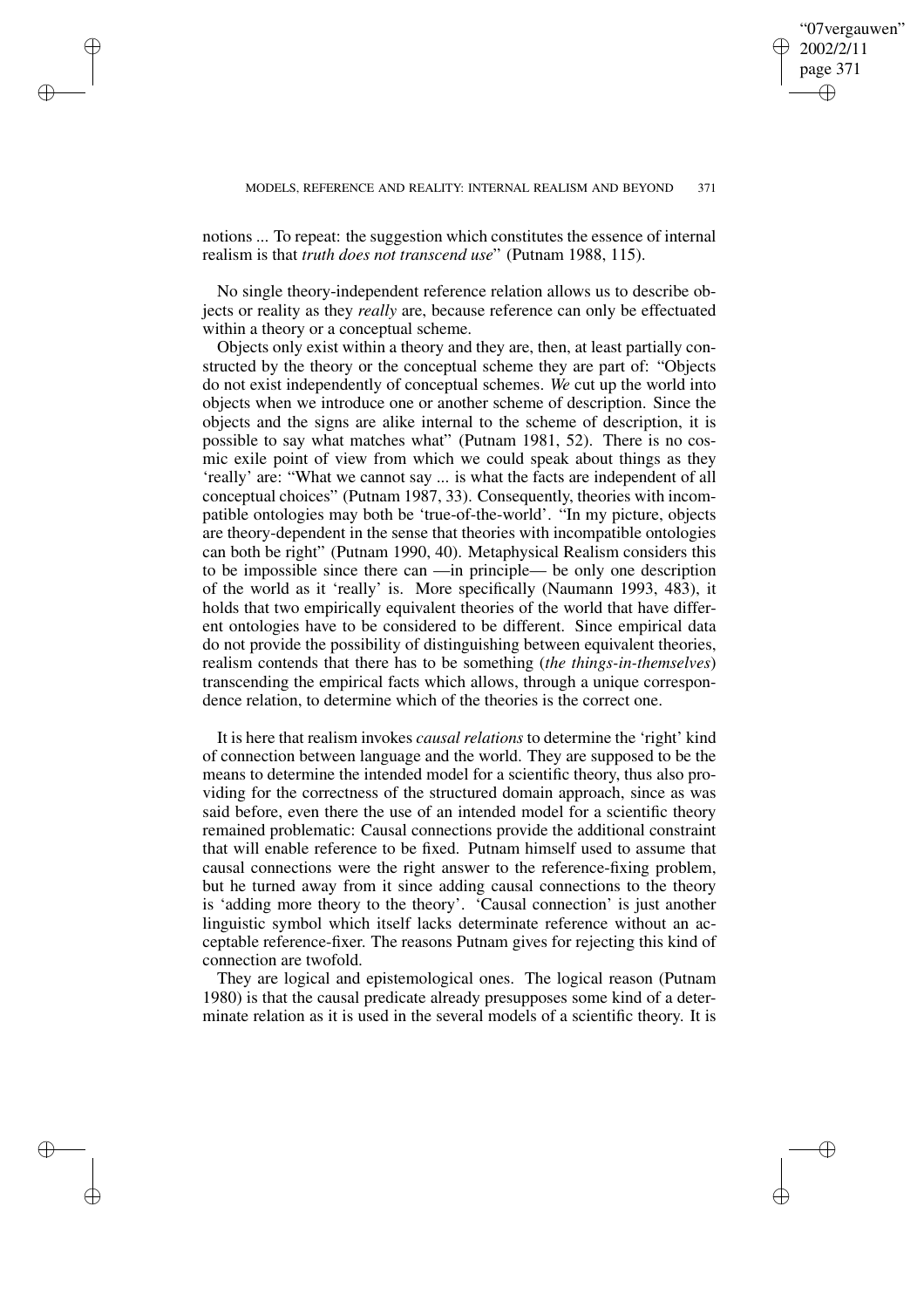notions ... To repeat: the suggestion which constitutes the essence of internal realism is that *truth does not transcend use*" (Putnam 1988, 115).

No single theory-independent reference relation allows us to describe objects or reality as they *really* are, because reference can only be effectuated within a theory or a conceptual scheme.

Objects only exist within a theory and they are, then, at least partially constructed by the theory or the conceptual scheme they are part of: "Objects do not exist independently of conceptual schemes. *We* cut up the world into objects when we introduce one or another scheme of description. Since the objects and the signs are alike internal to the scheme of description, it is possible to say what matches what" (Putnam 1981, 52). There is no cosmic exile point of view from which we could speak about things as they 'really' are: "What we cannot say ... is what the facts are independent of all conceptual choices" (Putnam 1987, 33). Consequently, theories with incompatible ontologies may both be 'true-of-the-world'. "In my picture, objects are theory-dependent in the sense that theories with incompatible ontologies can both be right" (Putnam 1990, 40). Metaphysical Realism considers this to be impossible since there can —in principle— be only one description of the world as it 'really' is. More specifically (Naumann 1993, 483), it holds that two empirically equivalent theories of the world that have different ontologies have to be considered to be different. Since empirical data do not provide the possibility of distinguishing between equivalent theories, realism contends that there has to be something (*the things-in-themselves*) transcending the empirical facts which allows, through a unique correspondence relation, to determine which of the theories is the correct one.

It is here that realism invokes *causal relations* to determine the 'right' kind of connection between language and the world. They are supposed to be the means to determine the intended model for a scientific theory, thus also providing for the correctness of the structured domain approach, since as was said before, even there the use of an intended model for a scientific theory remained problematic: Causal connections provide the additional constraint that will enable reference to be fixed. Putnam himself used to assume that causal connections were the right answer to the reference-fixing problem, but he turned away from it since adding causal connections to the theory is 'adding more theory to the theory'. 'Causal connection' is just another linguistic symbol which itself lacks determinate reference without an acceptable reference-fixer. The reasons Putnam gives for rejecting this kind of connection are twofold.

They are logical and epistemological ones. The logical reason (Putnam 1980) is that the causal predicate already presupposes some kind of a determinate relation as it is used in the several models of a scientific theory. It is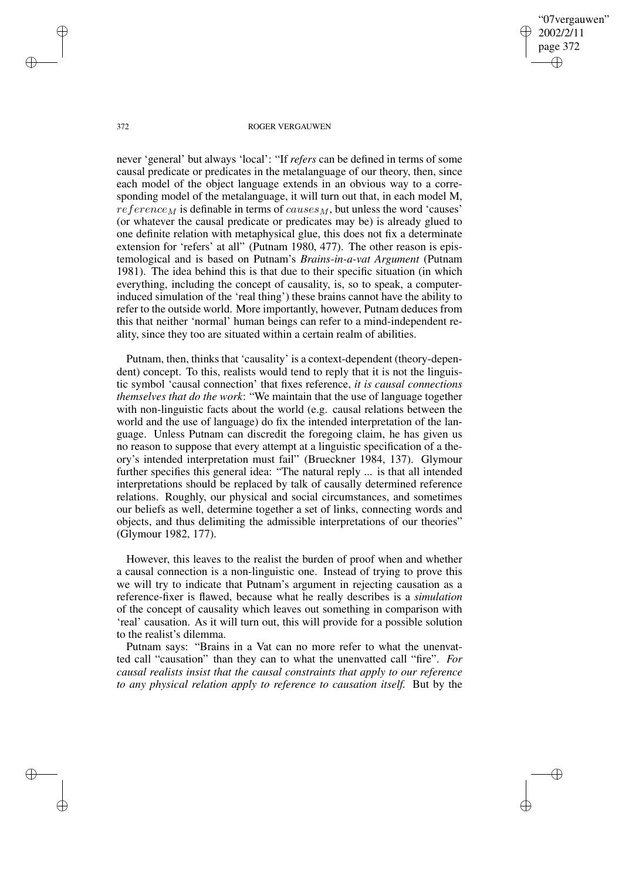never 'general' but always 'local': "If *refers* can be defined in terms of some causal predicate or predicates in the metalanguage of our theory, then, since each model of the object language extends in an obvious way to a corresponding model of the metalanguage, it will turn out that, in each model M, $reference_M$ is definable in terms of $causes_M$, but unless the word 'causes' (or whatever the causal predicate or predicates may be) is already glued to one definite relation with metaphysical glue, this does not fix a determinate extension for 'refers' at all" (Putnam 1980, 477). The other reason is epistemological and is based on Putnam's *Brains-in-a-vat Argument* (Putnam 1981). The idea behind this is that due to their specific situation (in which everything, including the concept of causality, is, so to speak, a computer-induced simulation of the 'real thing') these brains cannot have the ability to refer to the outside world. More importantly, however, Putnam deduces from this that neither 'normal' human beings can refer to a mind-independent reality, since they too are situated within a certain realm of abilities.

Putnam, then, thinks that 'causality' is a context-dependent (theory-dependent) concept. To this, realists would tend to reply that it is not the linguistic symbol 'causal connection' that fixes reference, *it is causal connections themselves that do the work*: "We maintain that the use of language together with non-linguistic facts about the world (e.g. causal relations between the world and the use of language) do fix the intended interpretation of the language. Unless Putnam can discredit the foregoing claim, he has given us no reason to suppose that every attempt at a linguistic specification of a theory's intended interpretation must fail" (Brueckner 1984, 137). Glymour further specifies this general idea: "The natural reply ... is that all intended interpretations should be replaced by talk of causally determined reference relations. Roughly, our physical and social circumstances, and sometimes our beliefs as well, determine together a set of links, connecting words and objects, and thus delimiting the admissible interpretations of our theories" (Glymour 1982, 177).

However, this leaves to the realist the burden of proof when and whether a causal connection is a non-linguistic one. Instead of trying to prove this we will try to indicate that Putnam's argument in rejecting causation as a reference-fixer is flawed, because what he really describes is a *simulation* of the concept of causality which leaves out something in comparison with 'real' causation. As it will turn out, this will provide for a possible solution to the realist's dilemma.

Putnam says: "Brains in a Vat can no more refer to what the unenvatted call "causation" than they can to what the unenvatted call "fire". *For causal realists insist that the causal constraints that apply to our reference to any physical relation apply to reference to causation itself.* But by the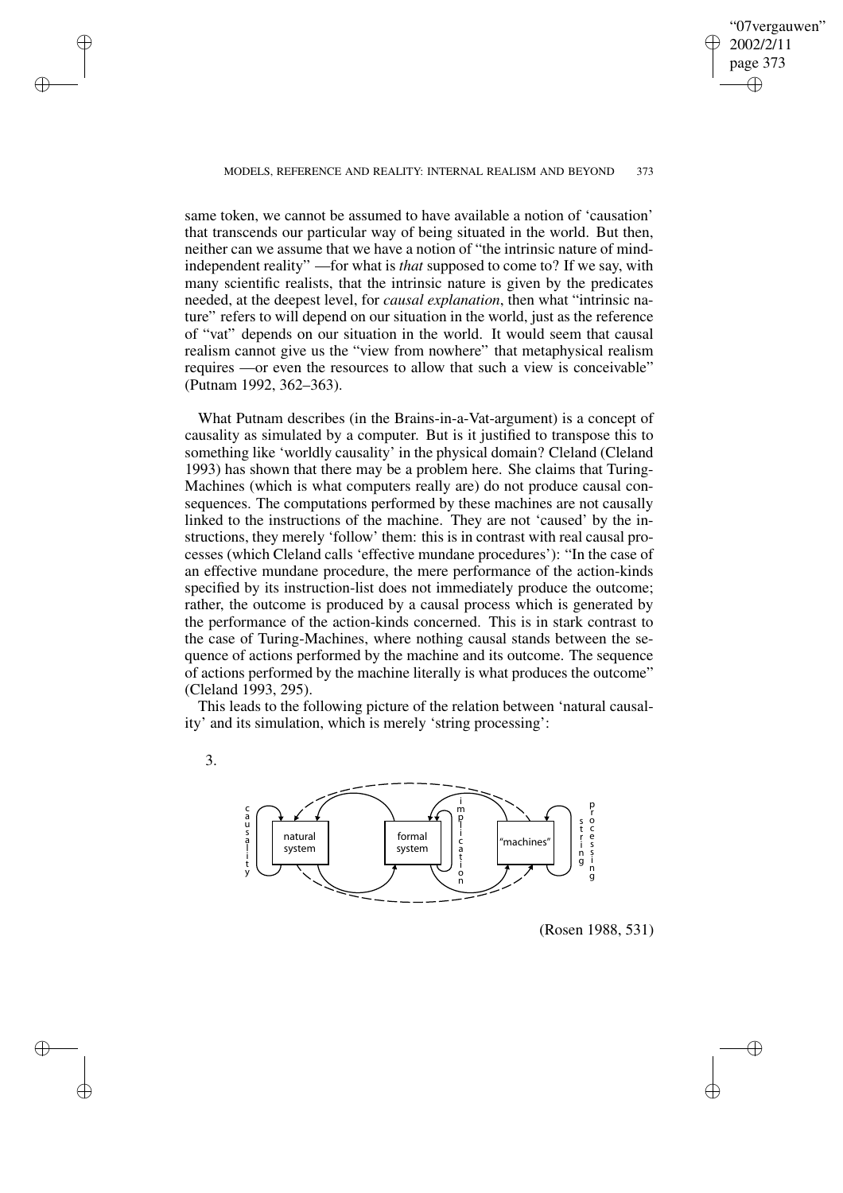same token, we cannot be assumed to have available a notion of 'causation' that transcends our particular way of being situated in the world. But then, neither can we assume that we have a notion of "the intrinsic nature of mind-independent reality" —for what is *that* supposed to come to? If we say, with many scientific realists, that the intrinsic nature is given by the predicates needed, at the deepest level, for *causal explanation*, then what "intrinsic nature" refers to will depend on our situation in the world, just as the reference of "vat" depends on our situation in the world. It would seem that causal realism cannot give us the "view from nowhere" that metaphysical realism requires —or even the resources to allow that such a view is conceivable" (Putnam 1992, 362–363).

What Putnam describes (in the Brains-in-a-Vat-argument) is a concept of causality as simulated by a computer. But is it justified to transpose this to something like 'worldly causality' in the physical domain? Cleland (Cleland 1993) has shown that there may be a problem here. She claims that Turing-Machines (which is what computers really are) do not produce causal consequences. The computations performed by these machines are not causally linked to the instructions of the machine. They are not 'caused' by the instructions, they merely 'follow' them: this is in contrast with real causal processes (which Cleland calls 'effective mundane procedures'): "In the case of an effective mundane procedure, the mere performance of the action-kinds specified by its instruction-list does not immediately produce the outcome; rather, the outcome is produced by a causal process which is generated by the performance of the action-kinds concerned. This is in stark contrast to the case of Turing-Machines, where nothing causal stands between the sequence of actions performed by the machine and its outcome. The sequence of actions performed by the machine literally is what produces the outcome" (Cleland 1993, 295).

This leads to the following picture of the relation between 'natural causality' and its simulation, which is merely 'string processing':

3.

causality — natural system — formal system — implication — "machines" — string processing

(Rosen 1988, 531)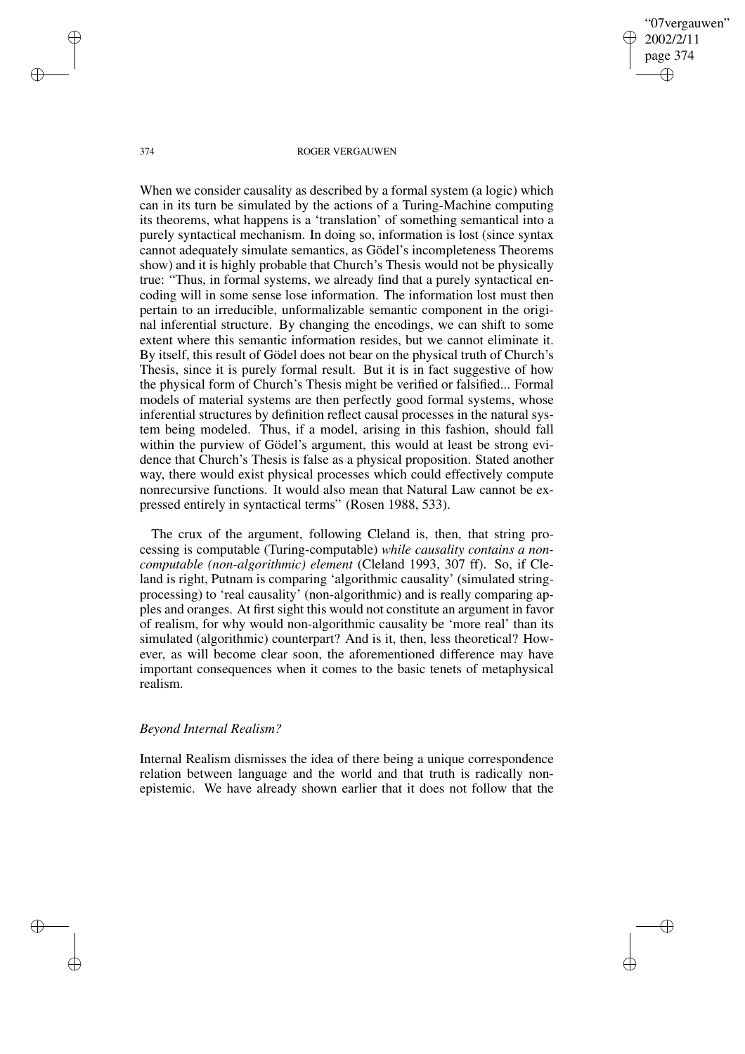When we consider causality as described by a formal system (a logic) which can in its turn be simulated by the actions of a Turing-Machine computing its theorems, what happens is a 'translation' of something semantical into a purely syntactical mechanism. In doing so, information is lost (since syntax cannot adequately simulate semantics, as Gödel's incompleteness Theorems show) and it is highly probable that Church's Thesis would not be physically true: "Thus, in formal systems, we already find that a purely syntactical encoding will in some sense lose information. The information lost must then pertain to an irreducible, unformalizable semantic component in the original inferential structure. By changing the encodings, we can shift to some extent where this semantic information resides, but we cannot eliminate it. By itself, this result of Gödel does not bear on the physical truth of Church's Thesis, since it is purely formal result. But it is in fact suggestive of how the physical form of Church's Thesis might be verified or falsified... Formal models of material systems are then perfectly good formal systems, whose inferential structures by definition reflect causal processes in the natural system being modeled. Thus, if a model, arising in this fashion, should fall within the purview of Gödel's argument, this would at least be strong evidence that Church's Thesis is false as a physical proposition. Stated another way, there would exist physical processes which could effectively compute nonrecursive functions. It would also mean that Natural Law cannot be expressed entirely in syntactical terms" (Rosen 1988, 533).

The crux of the argument, following Cleland is, then, that string processing is computable (Turing-computable) *while causality contains a noncomputable (non-algorithmic) element* (Cleland 1993, 307 ff). So, if Cleland is right, Putnam is comparing 'algorithmic causality' (simulated string-processing) to 'real causality' (non-algorithmic) and is really comparing apples and oranges. At first sight this would not constitute an argument in favor of realism, for why would non-algorithmic causality be 'more real' than its simulated (algorithmic) counterpart? And is it, then, less theoretical? However, as will become clear soon, the aforementioned difference may have important consequences when it comes to the basic tenets of metaphysical realism.

### *Beyond Internal Realism?*

Internal Realism dismisses the idea of there being a unique correspondence relation between language and the world and that truth is radically non-epistemic. We have already shown earlier that it does not follow that the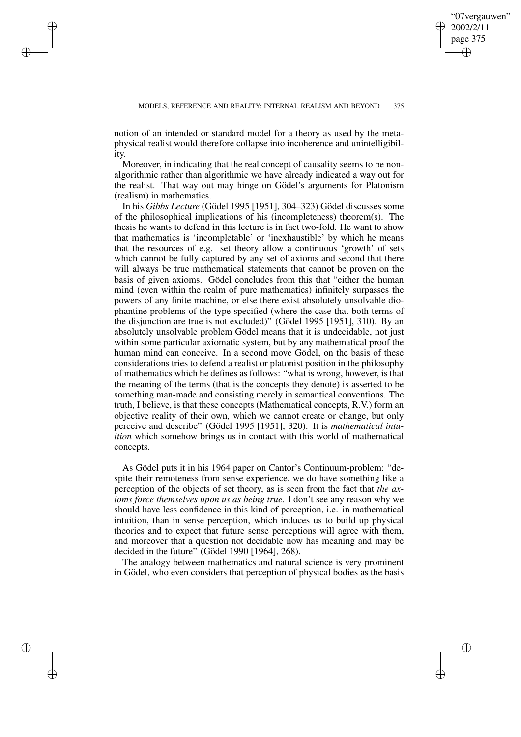notion of an intended or standard model for a theory as used by the metaphysical realist would therefore collapse into incoherence and unintelligibility.

Moreover, in indicating that the real concept of causality seems to be non-algorithmic rather than algorithmic we have already indicated a way out for the realist. That way out may hinge on Gödel's arguments for Platonism (realism) in mathematics.

In his *Gibbs Lecture* (Gödel 1995 [1951], 304–323) Gödel discusses some of the philosophical implications of his (incompleteness) theorem(s). The thesis he wants to defend in this lecture is in fact two-fold. He want to show that mathematics is 'incompletable' or 'inexhaustible' by which he means that the resources of e.g. set theory allow a continuous 'growth' of sets which cannot be fully captured by any set of axioms and second that there will always be true mathematical statements that cannot be proven on the basis of given axioms. Gödel concludes from this that "either the human mind (even within the realm of pure mathematics) infinitely surpasses the powers of any finite machine, or else there exist absolutely unsolvable diophantine problems of the type specified (where the case that both terms of the disjunction are true is not excluded)" (Gödel 1995 [1951], 310). By an absolutely unsolvable problem Gödel means that it is undecidable, not just within some particular axiomatic system, but by any mathematical proof the human mind can conceive. In a second move Gödel, on the basis of these considerations tries to defend a realist or platonist position in the philosophy of mathematics which he defines as follows: "what is wrong, however, is that the meaning of the terms (that is the concepts they denote) is asserted to be something man-made and consisting merely in semantical conventions. The truth, I believe, is that these concepts (Mathematical concepts, R.V.) form an objective reality of their own, which we cannot create or change, but only perceive and describe" (Gödel 1995 [1951], 320). It is *mathematical intuition* which somehow brings us in contact with this world of mathematical concepts.

As Gödel puts it in his 1964 paper on Cantor's Continuum-problem: "despite their remoteness from sense experience, we do have something like a perception of the objects of set theory, as is seen from the fact that *the axioms force themselves upon us as being true*. I don't see any reason why we should have less confidence in this kind of perception, i.e. in mathematical intuition, than in sense perception, which induces us to build up physical theories and to expect that future sense perceptions will agree with them, and moreover that a question not decidable now has meaning and may be decided in the future" (Gödel 1990 [1964], 268).

The analogy between mathematics and natural science is very prominent in Gödel, who even considers that perception of physical bodies as the basis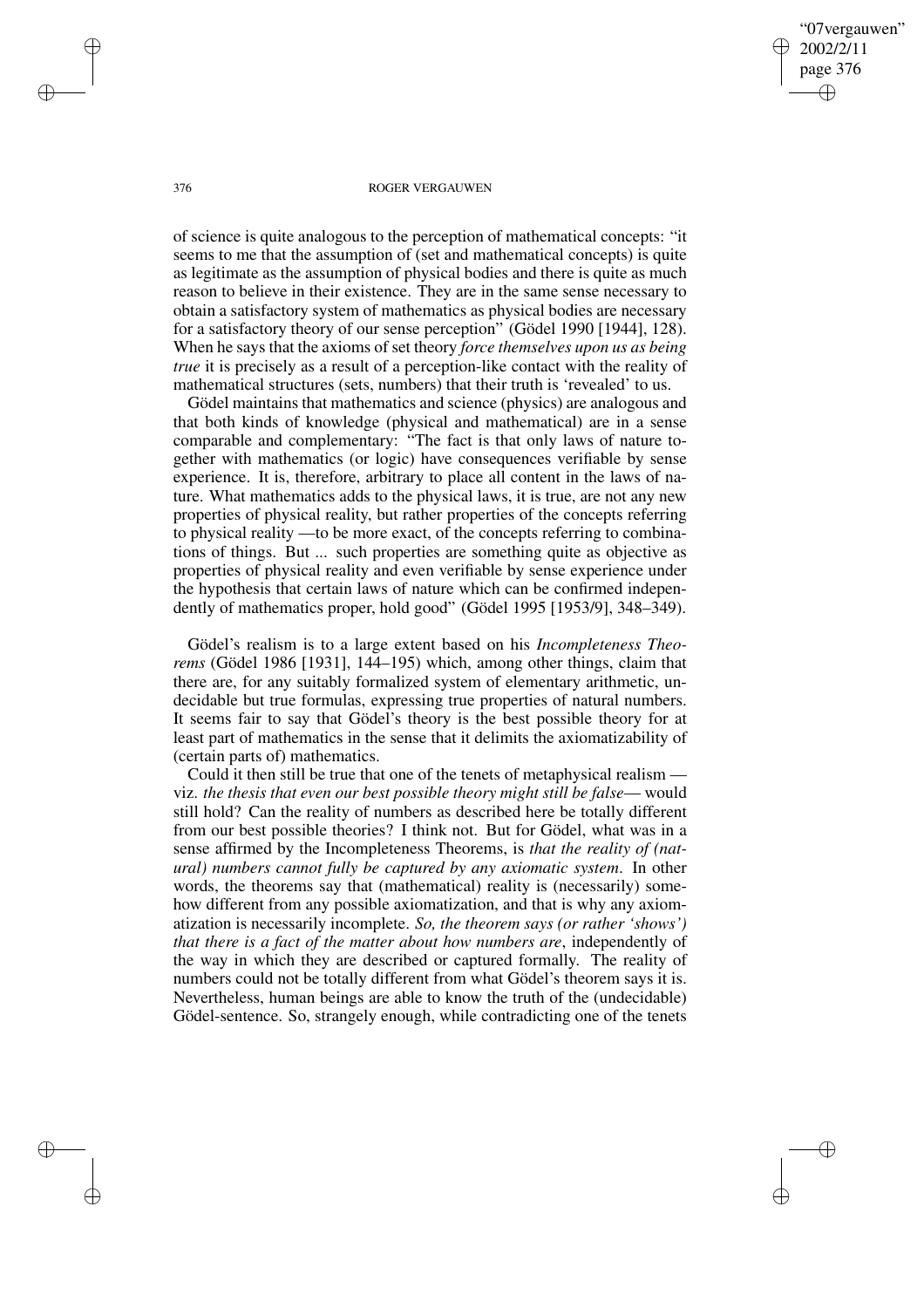of science is quite analogous to the perception of mathematical concepts: "it seems to me that the assumption of (set and mathematical concepts) is quite as legitimate as the assumption of physical bodies and there is quite as much reason to believe in their existence. They are in the same sense necessary to obtain a satisfactory system of mathematics as physical bodies are necessary for a satisfactory theory of our sense perception" (Gödel 1990 [1944], 128). When he says that the axioms of set theory *force themselves upon us as being true* it is precisely as a result of a perception-like contact with the reality of mathematical structures (sets, numbers) that their truth is 'revealed' to us.

Gödel maintains that mathematics and science (physics) are analogous and that both kinds of knowledge (physical and mathematical) are in a sense comparable and complementary: "The fact is that only laws of nature together with mathematics (or logic) have consequences verifiable by sense experience. It is, therefore, arbitrary to place all content in the laws of nature. What mathematics adds to the physical laws, it is true, are not any new properties of physical reality, but rather properties of the concepts referring to physical reality —to be more exact, of the concepts referring to combinations of things. But ... such properties are something quite as objective as properties of physical reality and even verifiable by sense experience under the hypothesis that certain laws of nature which can be confirmed independently of mathematics proper, hold good" (Gödel 1995 [1953/9], 348–349).

Gödel's realism is to a large extent based on his *Incompleteness Theorems* (Gödel 1986 [1931], 144–195) which, among other things, claim that there are, for any suitably formalized system of elementary arithmetic, undecidable but true formulas, expressing true properties of natural numbers. It seems fair to say that Gödel's theory is the best possible theory for at least part of mathematics in the sense that it delimits the axiomatizability of (certain parts of) mathematics.

Could it then still be true that one of the tenets of metaphysical realism — viz. *the thesis that even our best possible theory might still be false*— would still hold? Can the reality of numbers as described here be totally different from our best possible theories? I think not. But for Gödel, what was in a sense affirmed by the Incompleteness Theorems, is *that the reality of (natural) numbers cannot fully be captured by any axiomatic system*. In other words, the theorems say that (mathematical) reality is (necessarily) somehow different from any possible axiomatization, and that is why any axiomatization is necessarily incomplete. *So, the theorem says (or rather 'shows') that there is a fact of the matter about how numbers are*, independently of the way in which they are described or captured formally. The reality of numbers could not be totally different from what Gödel's theorem says it is. Nevertheless, human beings are able to know the truth of the (undecidable) Gödel-sentence. So, strangely enough, while contradicting one of the tenets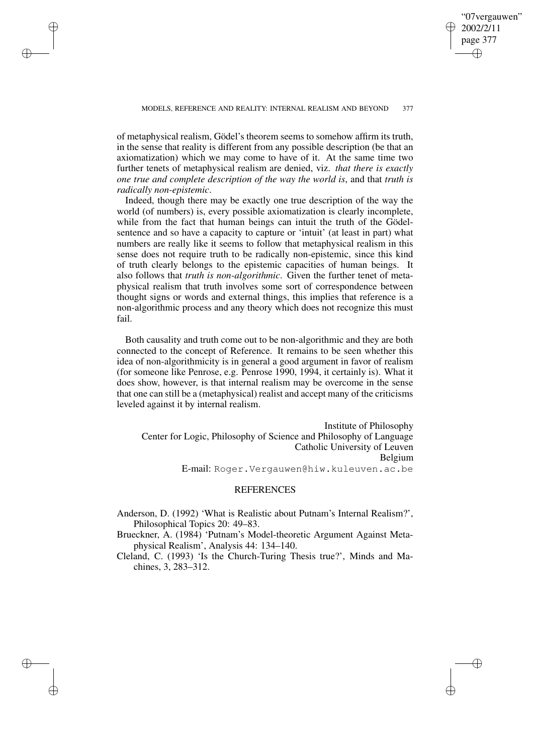of metaphysical realism, Gödel's theorem seems to somehow affirm its truth, in the sense that reality is different from any possible description (be that an axiomatization) which we may come to have of it. At the same time two further tenets of metaphysical realism are denied, viz. *that there is exactly one true and complete description of the way the world is*, and that *truth is radically non-epistemic*.

Indeed, though there may be exactly one true description of the way the world (of numbers) is, every possible axiomatization is clearly incomplete, while from the fact that human beings can intuit the truth of the Gödel-sentence and so have a capacity to capture or 'intuit' (at least in part) what numbers are really like it seems to follow that metaphysical realism in this sense does not require truth to be radically non-epistemic, since this kind of truth clearly belongs to the epistemic capacities of human beings. It also follows that *truth is non-algorithmic*. Given the further tenet of metaphysical realism that truth involves some sort of correspondence between thought signs or words and external things, this implies that reference is a non-algorithmic process and any theory which does not recognize this must fail.

Both causality and truth come out to be non-algorithmic and they are both connected to the concept of Reference. It remains to be seen whether this idea of non-algorithmicity is in general a good argument in favor of realism (for someone like Penrose, e.g. Penrose 1990, 1994, it certainly is). What it does show, however, is that internal realism may be overcome in the sense that one can still be a (metaphysical) realist and accept many of the criticisms leveled against it by internal realism.

Institute of Philosophy
Center for Logic, Philosophy of Science and Philosophy of Language
Catholic University of Leuven
Belgium
E-mail: Roger.Vergauwen@hiw.kuleuven.ac.be

## REFERENCES

Anderson, D. (1992) 'What is Realistic about Putnam's Internal Realism?', Philosophical Topics 20: 49–83.

Brueckner, A. (1984) 'Putnam's Model-theoretic Argument Against Metaphysical Realism', Analysis 44: 134–140.

Cleland, C. (1993) 'Is the Church-Turing Thesis true?', Minds and Machines, 3, 283–312.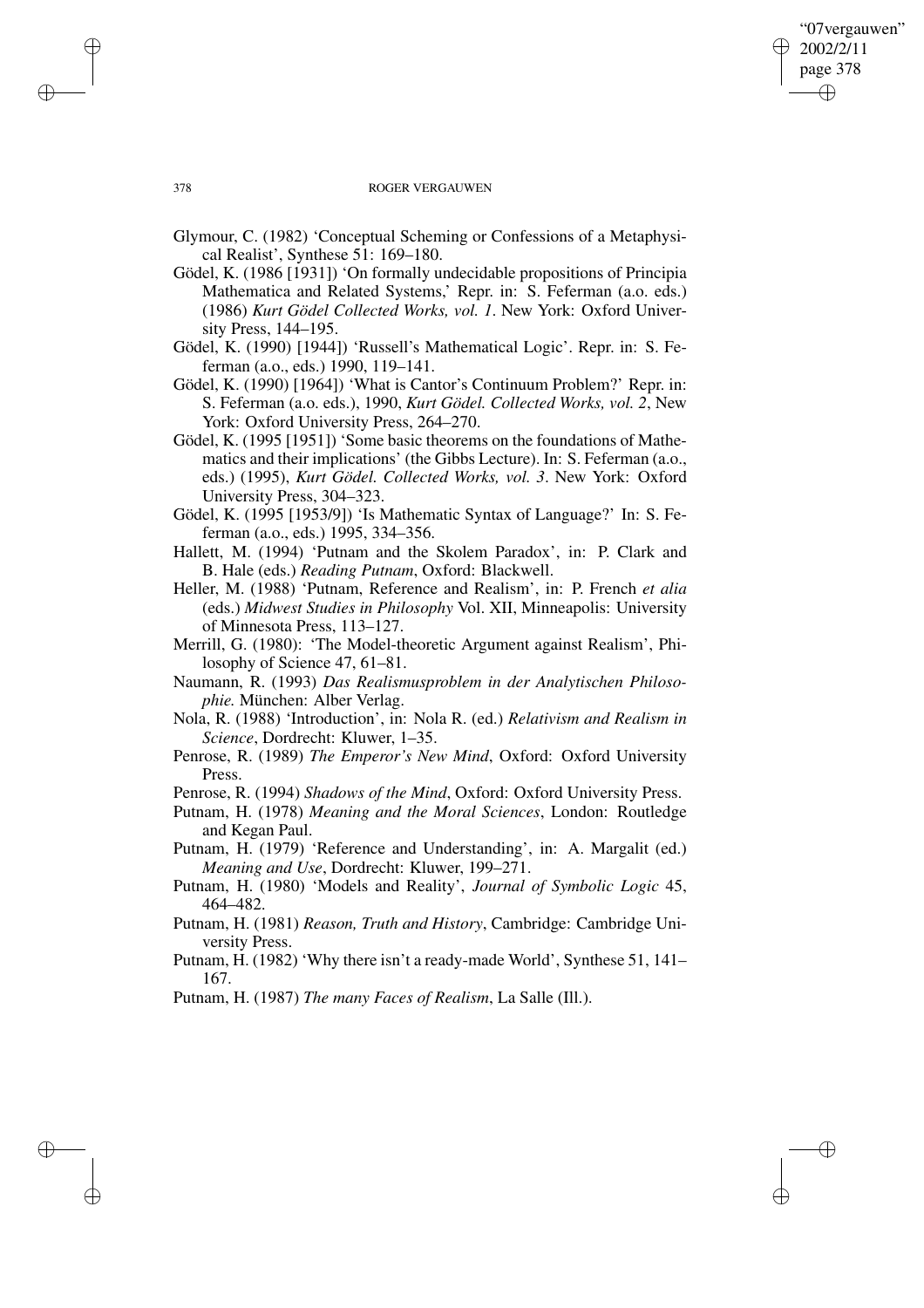Glymour, C. (1982) 'Conceptual Scheming or Confessions of a Metaphysical Realist', Synthese 51: 169–180.

Gödel, K. (1986 [1931]) 'On formally undecidable propositions of Principia Mathematica and Related Systems,' Repr. in: S. Feferman (a.o. eds.) (1986) *Kurt Gödel Collected Works, vol. 1*. New York: Oxford University Press, 144–195.

Gödel, K. (1990) [1944]) 'Russell's Mathematical Logic'. Repr. in: S. Feferman (a.o., eds.) 1990, 119–141.

Gödel, K. (1990) [1964]) 'What is Cantor's Continuum Problem?' Repr. in: S. Feferman (a.o. eds.), 1990, *Kurt Gödel. Collected Works, vol. 2*, New York: Oxford University Press, 264–270.

Gödel, K. (1995 [1951]) 'Some basic theorems on the foundations of Mathematics and their implications' (the Gibbs Lecture). In: S. Feferman (a.o., eds.) (1995), *Kurt Gödel. Collected Works, vol. 3*. New York: Oxford University Press, 304–323.

Gödel, K. (1995 [1953/9]) 'Is Mathematic Syntax of Language?' In: S. Feferman (a.o., eds.) 1995, 334–356.

Hallett, M. (1994) 'Putnam and the Skolem Paradox', in: P. Clark and B. Hale (eds.) *Reading Putnam*, Oxford: Blackwell.

Heller, M. (1988) 'Putnam, Reference and Realism', in: P. French *et alia* (eds.) *Midwest Studies in Philosophy* Vol. XII, Minneapolis: University of Minnesota Press, 113–127.

Merrill, G. (1980): 'The Model-theoretic Argument against Realism', Philosophy of Science 47, 61–81.

Naumann, R. (1993) *Das Realismusproblem in der Analytischen Philosophie.* München: Alber Verlag.

Nola, R. (1988) 'Introduction', in: Nola R. (ed.) *Relativism and Realism in Science*, Dordrecht: Kluwer, 1–35.

Penrose, R. (1989) *The Emperor's New Mind*, Oxford: Oxford University Press.

Penrose, R. (1994) *Shadows of the Mind*, Oxford: Oxford University Press.

Putnam, H. (1978) *Meaning and the Moral Sciences*, London: Routledge and Kegan Paul.

Putnam, H. (1979) 'Reference and Understanding', in: A. Margalit (ed.) *Meaning and Use*, Dordrecht: Kluwer, 199–271.

Putnam, H. (1980) 'Models and Reality', *Journal of Symbolic Logic* 45, 464–482.

Putnam, H. (1981) *Reason, Truth and History*, Cambridge: Cambridge University Press.

Putnam, H. (1982) 'Why there isn't a ready-made World', Synthese 51, 141–167.

Putnam, H. (1987) *The many Faces of Realism*, La Salle (Ill.).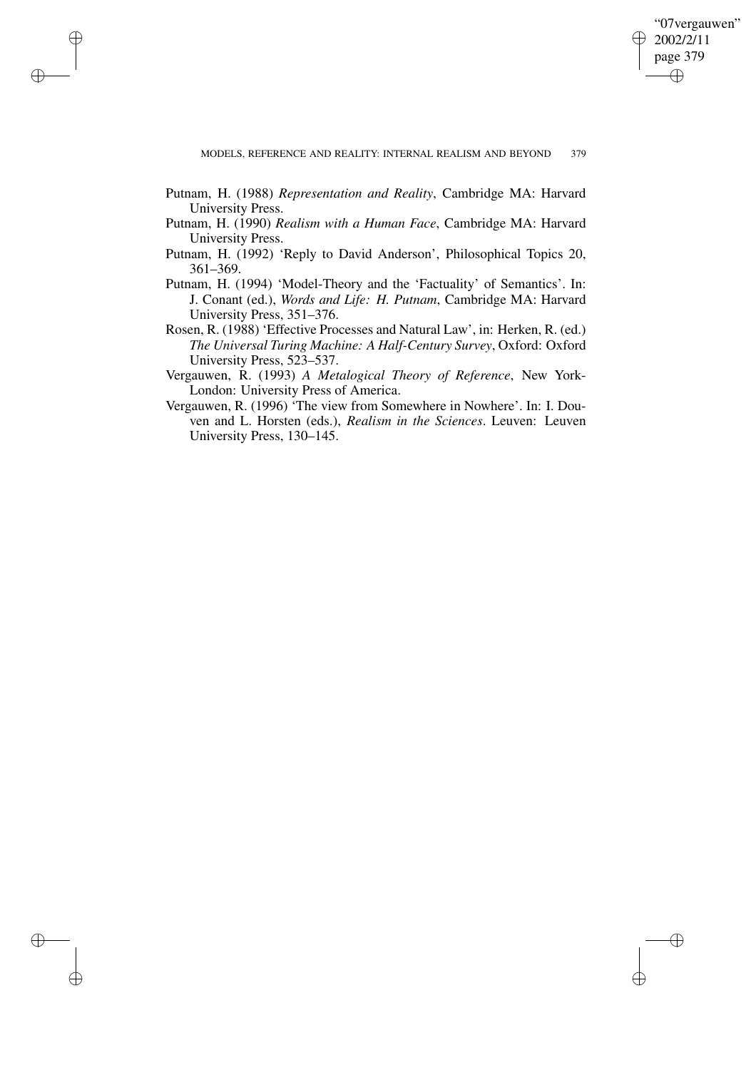Putnam, H. (1988) *Representation and Reality*, Cambridge MA: Harvard University Press.

Putnam, H. (1990) *Realism with a Human Face*, Cambridge MA: Harvard University Press.

Putnam, H. (1992) 'Reply to David Anderson', Philosophical Topics 20, 361–369.

Putnam, H. (1994) 'Model-Theory and the 'Factuality' of Semantics'. In: J. Conant (ed.), *Words and Life: H. Putnam*, Cambridge MA: Harvard University Press, 351–376.

Rosen, R. (1988) 'Effective Processes and Natural Law', in: Herken, R. (ed.) *The Universal Turing Machine: A Half-Century Survey*, Oxford: Oxford University Press, 523–537.

Vergauwen, R. (1993) *A Metalogical Theory of Reference*, New York-London: University Press of America.

Vergauwen, R. (1996) 'The view from Somewhere in Nowhere'. In: I. Douven and L. Horsten (eds.), *Realism in the Sciences*. Leuven: Leuven University Press, 130–145.